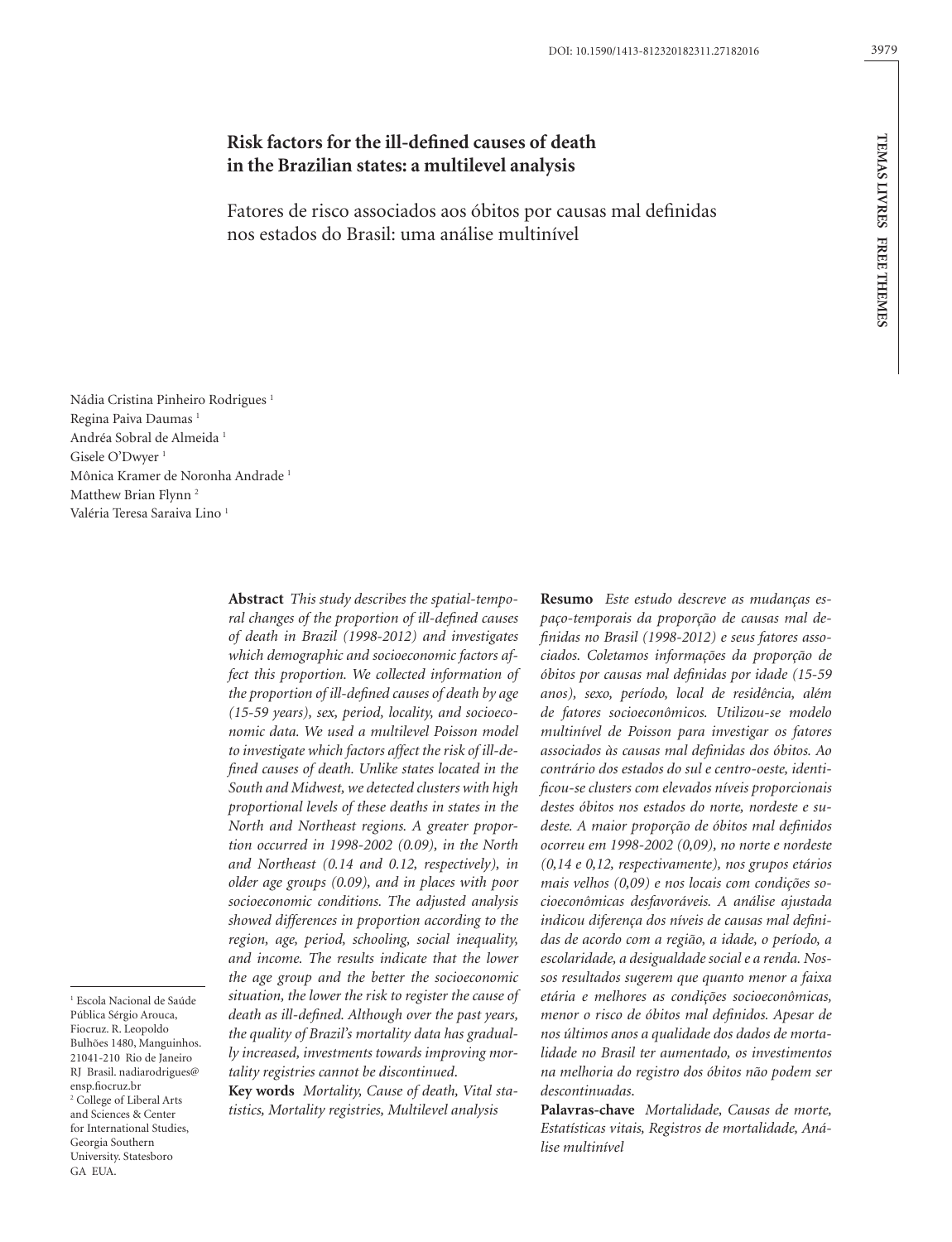# Risk factors for the ill-defined causes of death in the Brazilian states: a multilevel analysis

## Fatores de risco associados aos óbitos por causas mal definidas nos estados do Brasil: uma análise multinível

Nádia Cristina Pinheiro Rodrigues [1]
Regina Paiva Daumas [1]
Andréa Sobral de Almeida [1]
Gisele O'Dwyer [1]
Mônica Kramer de Noronha Andrade [1]
Matthew Brian Flynn [2]
Valéria Teresa Saraiva Lino [1]

**Abstract** *This study describes the spatial-temporal changes of the proportion of ill-defined causes of death in Brazil (1998-2012) and investigates which demographic and socioeconomic factors affect this proportion. We collected information of the proportion of ill-defined causes of death by age (15-59 years), sex, period, locality, and socioeconomic data. We used a multilevel Poisson model to investigate which factors affect the risk of ill-defined causes of death. Unlike states located in the South and Midwest, we detected clusters with high proportional levels of these deaths in states in the North and Northeast regions. A greater proportion occurred in 1998-2002 (0.09), in the North and Northeast (0.14 and 0.12, respectively), in older age groups (0.09), and in places with poor socioeconomic conditions. The adjusted analysis showed differences in proportion according to the region, age, period, schooling, social inequality, and income. The results indicate that the lower the age group and the better the socioeconomic situation, the lower the risk to register the cause of death as ill-defined. Although over the past years, the quality of Brazil's mortality data has gradually increased, investments towards improving mortality registries cannot be discontinued.*

**Key words** *Mortality, Cause of death, Vital statistics, Mortality registries, Multilevel analysis*

**Resumo** *Este estudo descreve as mudanças espaço-temporais da proporção de causas mal definidas no Brasil (1998-2012) e seus fatores associados. Coletamos informações da proporção de óbitos por causas mal definidas por idade (15-59 anos), sexo, período, local de residência, além de fatores socioeconômicos. Utilizou-se modelo multinível de Poisson para investigar os fatores associados às causas mal definidas dos óbitos. Ao contrário dos estados do sul e centro-oeste, identificou-se clusters com elevados níveis proporcionais destes óbitos nos estados do norte, nordeste e sudeste. A maior proporção de óbitos mal definidos ocorreu em 1998-2002 (0,09), no norte e nordeste (0,14 e 0,12, respectivamente), nos grupos etários mais velhos (0,09) e nos locais com condições socioeconômicas desfavoráveis. A análise ajustada indicou diferença dos níveis de causas mal definidas de acordo com a região, a idade, o período, a escolaridade, a desigualdade social e a renda. Nossos resultados sugerem que quanto menor a faixa etária e melhores as condições socioeconômicas, menor o risco de óbitos mal definidos. Apesar de nos últimos anos a qualidade dos dados de mortalidade no Brasil ter aumentado, os investimentos na melhoria do registro dos óbitos não podem ser descontinuadas.*

**Palavras-chave** *Mortalidade, Causas de morte, Estatísticas vitais, Registros de mortalidade, Análise multinível*

---

[1] Escola Nacional de Saúde Pública Sérgio Arouca, Fiocruz. R. Leopoldo Bulhões 1480, Manguinhos. 21041-210 Rio de Janeiro RJ Brasil. nadiarodrigues@ensp.fiocruz.br

[2] College of Liberal Arts and Sciences & Center for International Studies, Georgia Southern University. Statesboro GA EUA.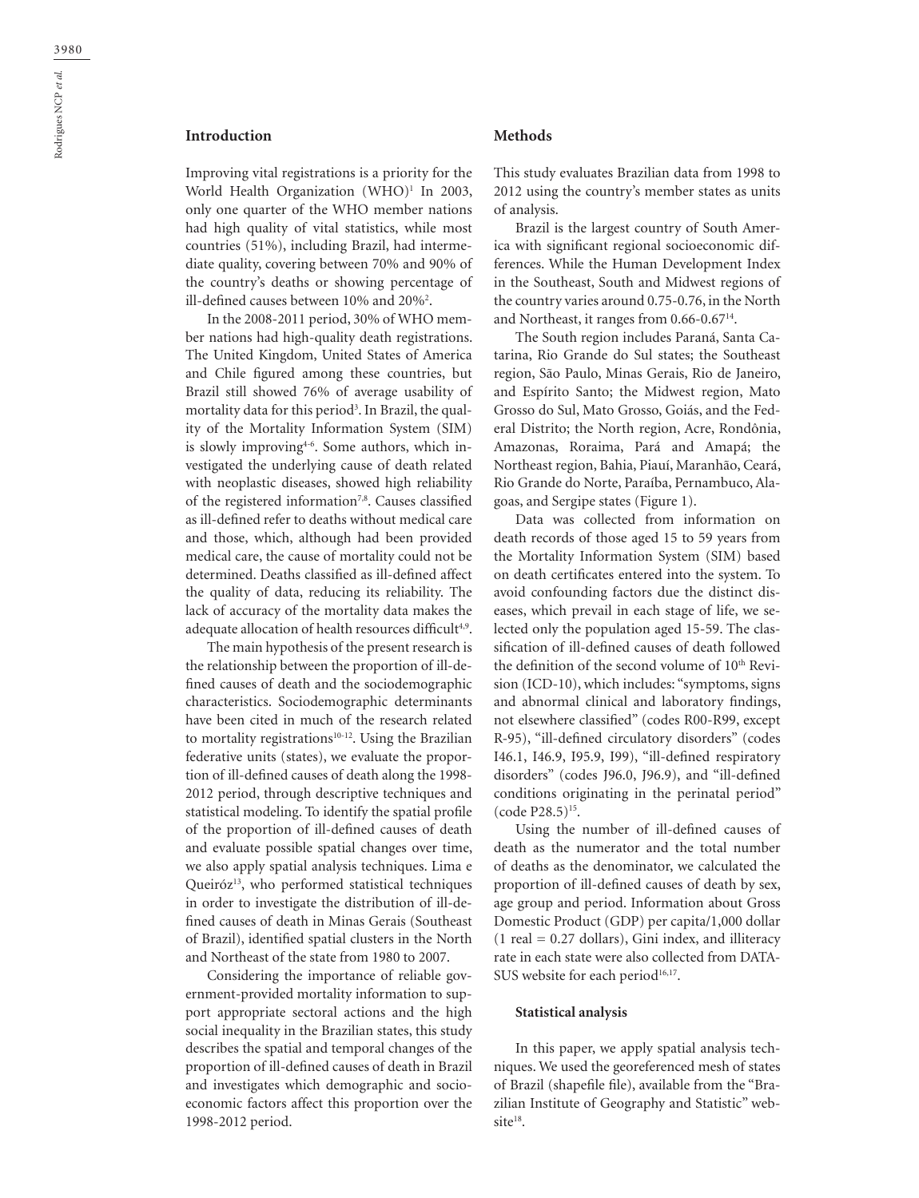## Introduction

Improving vital registrations is a priority for the World Health Organization (WHO)[1] In 2003, only one quarter of the WHO member nations had high quality of vital statistics, while most countries (51%), including Brazil, had intermediate quality, covering between 70% and 90% of the country's deaths or showing percentage of ill-defined causes between 10% and 20%[2].

In the 2008-2011 period, 30% of WHO member nations had high-quality death registrations. The United Kingdom, United States of America and Chile figured among these countries, but Brazil still showed 76% of average usability of mortality data for this period[3]. In Brazil, the quality of the Mortality Information System (SIM) is slowly improving[4-6]. Some authors, which investigated the underlying cause of death related with neoplastic diseases, showed high reliability of the registered information[7,8]. Causes classified as ill-defined refer to deaths without medical care and those, which, although had been provided medical care, the cause of mortality could not be determined. Deaths classified as ill-defined affect the quality of data, reducing its reliability. The lack of accuracy of the mortality data makes the adequate allocation of health resources difficult[4,9].

The main hypothesis of the present research is the relationship between the proportion of ill-defined causes of death and the sociodemographic characteristics. Sociodemographic determinants have been cited in much of the research related to mortality registrations[10-12]. Using the Brazilian federative units (states), we evaluate the proportion of ill-defined causes of death along the 1998-2012 period, through descriptive techniques and statistical modeling. To identify the spatial profile of the proportion of ill-defined causes of death and evaluate possible spatial changes over time, we also apply spatial analysis techniques. Lima e Queiróz[13], who performed statistical techniques in order to investigate the distribution of ill-defined causes of death in Minas Gerais (Southeast of Brazil), identified spatial clusters in the North and Northeast of the state from 1980 to 2007.

Considering the importance of reliable government-provided mortality information to support appropriate sectoral actions and the high social inequality in the Brazilian states, this study describes the spatial and temporal changes of the proportion of ill-defined causes of death in Brazil and investigates which demographic and socioeconomic factors affect this proportion over the 1998-2012 period.

## Methods

This study evaluates Brazilian data from 1998 to 2012 using the country's member states as units of analysis.

Brazil is the largest country of South America with significant regional socioeconomic differences. While the Human Development Index in the Southeast, South and Midwest regions of the country varies around 0.75-0.76, in the North and Northeast, it ranges from 0.66-0.67[14].

The South region includes Paraná, Santa Catarina, Rio Grande do Sul states; the Southeast region, São Paulo, Minas Gerais, Rio de Janeiro, and Espírito Santo; the Midwest region, Mato Grosso do Sul, Mato Grosso, Goiás, and the Federal Distrito; the North region, Acre, Rondônia, Amazonas, Roraima, Pará and Amapá; the Northeast region, Bahia, Piauí, Maranhão, Ceará, Rio Grande do Norte, Paraíba, Pernambuco, Alagoas, and Sergipe states (Figure 1).

Data was collected from information on death records of those aged 15 to 59 years from the Mortality Information System (SIM) based on death certificates entered into the system. To avoid confounding factors due the distinct diseases, which prevail in each stage of life, we selected only the population aged 15-59. The classification of ill-defined causes of death followed the definition of the second volume of 10th Revision (ICD-10), which includes: "symptoms, signs and abnormal clinical and laboratory findings, not elsewhere classified" (codes R00-R99, except R-95), "ill-defined circulatory disorders" (codes I46.1, I46.9, I95.9, I99), "ill-defined respiratory disorders" (codes J96.0, J96.9), and "ill-defined conditions originating in the perinatal period" (code P28.5)[15].

Using the number of ill-defined causes of death as the numerator and the total number of deaths as the denominator, we calculated the proportion of ill-defined causes of death by sex, age group and period. Information about Gross Domestic Product (GDP) per capita/1,000 dollar (1 real = 0.27 dollars), Gini index, and illiteracy rate in each state were also collected from DATASUS website for each period[16,17].

### Statistical analysis

In this paper, we apply spatial analysis techniques. We used the georeferenced mesh of states of Brazil (shapefile file), available from the "Brazilian Institute of Geography and Statistic" website[18].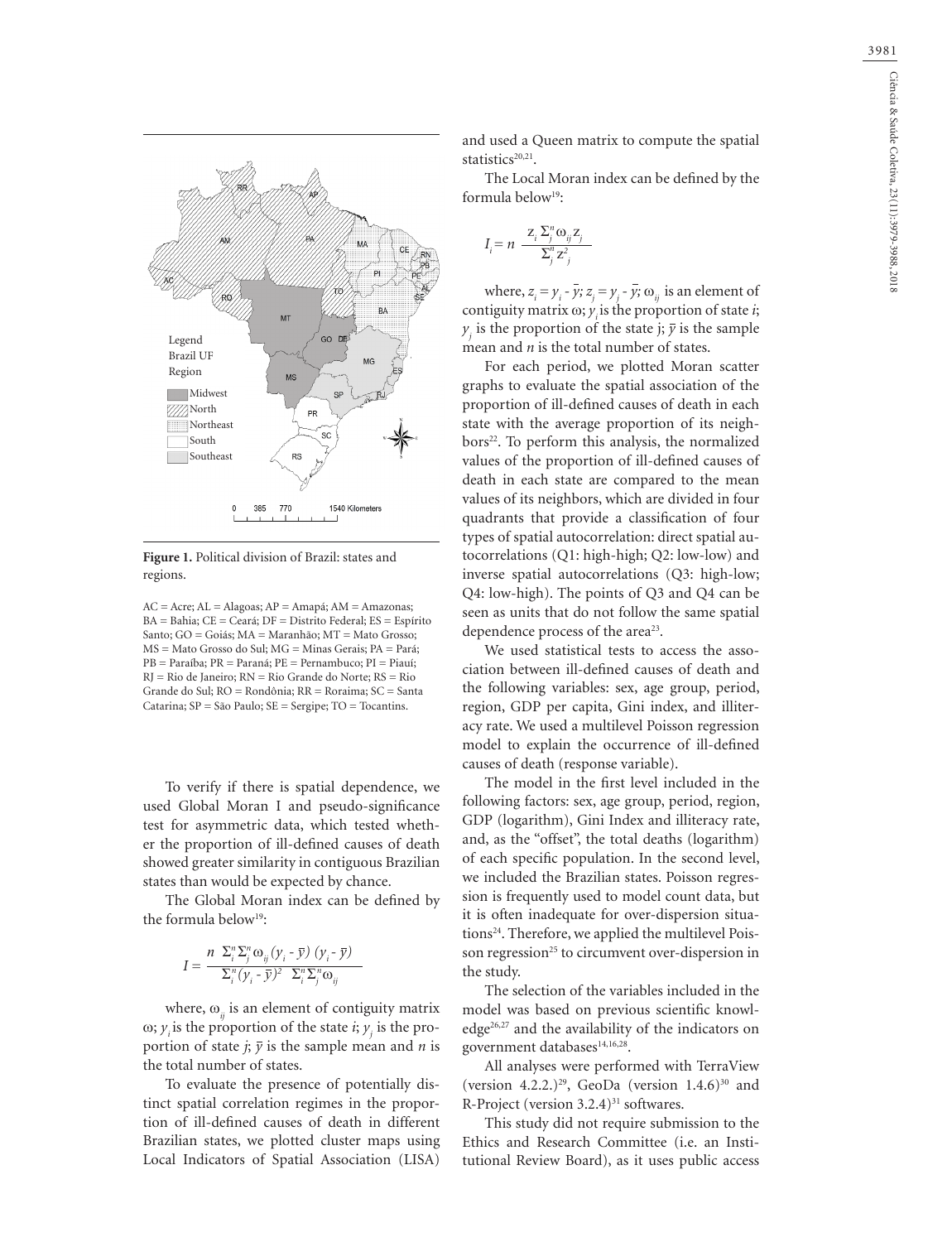**Figure 1.** Political division of Brazil: states and regions.

AC = Acre; AL = Alagoas; AP = Amapá; AM = Amazonas; BA = Bahia; CE = Ceará; DF = Distrito Federal; ES = Espírito Santo; GO = Goiás; MA = Maranhão; MT = Mato Grosso; MS = Mato Grosso do Sul; MG = Minas Gerais; PA = Pará; PB = Paraíba; PR = Paraná; PE = Pernambuco; PI = Piauí; RJ = Rio de Janeiro; RN = Rio Grande do Norte; RS = Rio Grande do Sul; RO = Rondônia; RR = Roraima; SC = Santa Catarina; SP = São Paulo; SE = Sergipe; TO = Tocantins.

To verify if there is spatial dependence, we used Global Moran I and pseudo-significance test for asymmetric data, which tested whether the proportion of ill-defined causes of death showed greater similarity in contiguous Brazilian states than would be expected by chance.

The Global Moran index can be defined by the formula below[19]:

$$I = \frac{n \; \Sigma_i^n \Sigma_j^n \omega_{ij} (y_i - \bar{y}) (y_i - \bar{y})}{\Sigma_i^n (y_i - \bar{y})^2 \;\; \Sigma_i^n \Sigma_j^n \omega_{ij}}$$

where, $\omega_{ij}$ is an element of contiguity matrix $\omega$; $y_i$ is the proportion of the state *i*; $y_j$ is the proportion of state *j*; $\bar{y}$ is the sample mean and *n* is the total number of states.

To evaluate the presence of potentially distinct spatial correlation regimes in the proportion of ill-defined causes of death in different Brazilian states, we plotted cluster maps using Local Indicators of Spatial Association (LISA) and used a Queen matrix to compute the spatial statistics[20,21].

The Local Moran index can be defined by the formula below[19]:

$$I_i = n \; \frac{z_i \; \Sigma_j^n \omega_{ij} z_j}{\Sigma_j^n z_j^2}$$

where, $z_i = y_i - \bar{y}$; $z_j = y_j - \bar{y}$; $\omega_{ij}$ is an element of contiguity matrix $\omega$; $y_i$ is the proportion of state *i*; $y_j$ is the proportion of the state j; $\bar{y}$ is the sample mean and *n* is the total number of states.

For each period, we plotted Moran scatter graphs to evaluate the spatial association of the proportion of ill-defined causes of death in each state with the average proportion of its neighbors[22]. To perform this analysis, the normalized values of the proportion of ill-defined causes of death in each state are compared to the mean values of its neighbors, which are divided in four quadrants that provide a classification of four types of spatial autocorrelation: direct spatial autocorrelations (Q1: high-high; Q2: low-low) and inverse spatial autocorrelations (Q3: high-low; Q4: low-high). The points of Q3 and Q4 can be seen as units that do not follow the same spatial dependence process of the area[23].

We used statistical tests to access the association between ill-defined causes of death and the following variables: sex, age group, period, region, GDP per capita, Gini index, and illiteracy rate. We used a multilevel Poisson regression model to explain the occurrence of ill-defined causes of death (response variable).

The model in the first level included in the following factors: sex, age group, period, region, GDP (logarithm), Gini Index and illiteracy rate, and, as the "offset", the total deaths (logarithm) of each specific population. In the second level, we included the Brazilian states. Poisson regression is frequently used to model count data, but it is often inadequate for over-dispersion situations[24]. Therefore, we applied the multilevel Poisson regression[25] to circumvent over-dispersion in the study.

The selection of the variables included in the model was based on previous scientific knowledge[26,27] and the availability of the indicators on government databases[14,16,28].

All analyses were performed with TerraView (version 4.2.2.)[29], GeoDa (version 1.4.6)[30] and R-Project (version 3.2.4)[31] softwares.

This study did not require submission to the Ethics and Research Committee (i.e. an Institutional Review Board), as it uses public access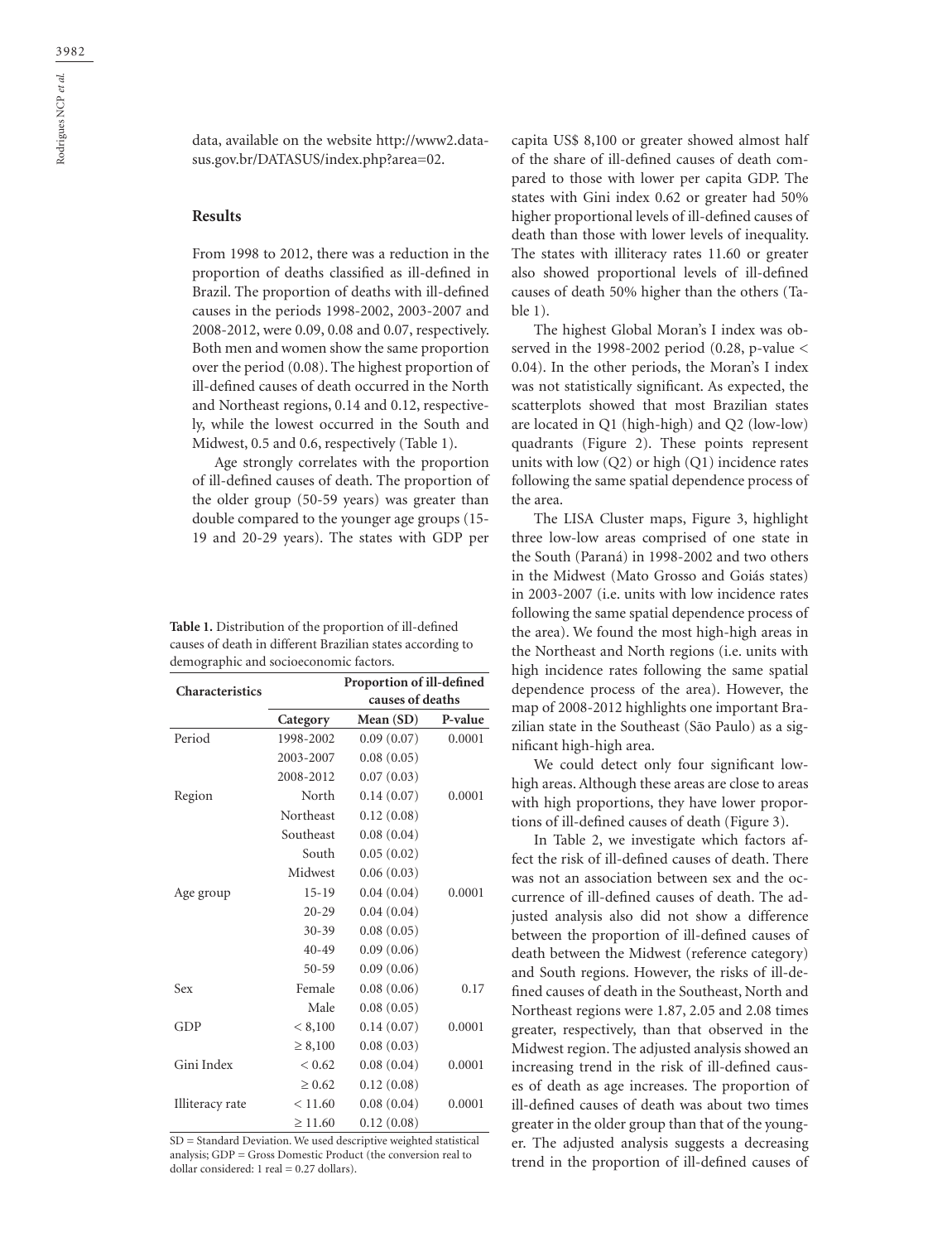data, available on the website http://www2.datasus.gov.br/DATASUS/index.php?area=02.

## Results

From 1998 to 2012, there was a reduction in the proportion of deaths classified as ill-defined in Brazil. The proportion of deaths with ill-defined causes in the periods 1998-2002, 2003-2007 and 2008-2012, were 0.09, 0.08 and 0.07, respectively. Both men and women show the same proportion over the period (0.08). The highest proportion of ill-defined causes of death occurred in the North and Northeast regions, 0.14 and 0.12, respectively, while the lowest occurred in the South and Midwest, 0.5 and 0.6, respectively (Table 1).

Age strongly correlates with the proportion of ill-defined causes of death. The proportion of the older group (50-59 years) was greater than double compared to the younger age groups (15-19 and 20-29 years). The states with GDP per capita US$ 8,100 or greater showed almost half of the share of ill-defined causes of death compared to those with lower per capita GDP. The states with Gini index 0.62 or greater had 50% higher proportional levels of ill-defined causes of death than those with lower levels of inequality. The states with illiteracy rates 11.60 or greater also showed proportional levels of ill-defined causes of death 50% higher than the others (Table 1).

**Table 1.** Distribution of the proportion of ill-defined causes of death in different Brazilian states according to demographic and socioeconomic factors.

| Characteristics | Proportion of ill-defined causes of deaths | | |
|---|---|---|---|
| | Category | Mean (SD) | P-value |
| Period | 1998-2002 | 0.09 (0.07) | 0.0001 |
| | 2003-2007 | 0.08 (0.05) | |
| | 2008-2012 | 0.07 (0.03) | |
| Region | North | 0.14 (0.07) | 0.0001 |
| | Northeast | 0.12 (0.08) | |
| | Southeast | 0.08 (0.04) | |
| | South | 0.05 (0.02) | |
| | Midwest | 0.06 (0.03) | |
| Age group | 15-19 | 0.04 (0.04) | 0.0001 |
| | 20-29 | 0.04 (0.04) | |
| | 30-39 | 0.08 (0.05) | |
| | 40-49 | 0.09 (0.06) | |
| | 50-59 | 0.09 (0.06) | |
| Sex | Female | 0.08 (0.06) | 0.17 |
| | Male | 0.08 (0.05) | |
| GDP | < 8,100 | 0.14 (0.07) | 0.0001 |
| | ≥ 8,100 | 0.08 (0.03) | |
| Gini Index | < 0.62 | 0.08 (0.04) | 0.0001 |
| | ≥ 0.62 | 0.12 (0.08) | |
| Illiteracy rate | < 11.60 | 0.08 (0.04) | 0.0001 |
| | ≥ 11.60 | 0.12 (0.08) | |

SD = Standard Deviation. We used descriptive weighted statistical analysis; GDP = Gross Domestic Product (the conversion real to dollar considered: 1 real = 0.27 dollars).

The highest Global Moran's I index was observed in the 1998-2002 period (0.28, p-value < 0.04). In the other periods, the Moran's I index was not statistically significant. As expected, the scatterplots showed that most Brazilian states are located in Q1 (high-high) and Q2 (low-low) quadrants (Figure 2). These points represent units with low (Q2) or high (Q1) incidence rates following the same spatial dependence process of the area.

The LISA Cluster maps, Figure 3, highlight three low-low areas comprised of one state in the South (Paraná) in 1998-2002 and two others in the Midwest (Mato Grosso and Goiás states) in 2003-2007 (i.e. units with low incidence rates following the same spatial dependence process of the area). We found the most high-high areas in the Northeast and North regions (i.e. units with high incidence rates following the same spatial dependence process of the area). However, the map of 2008-2012 highlights one important Brazilian state in the Southeast (São Paulo) as a significant high-high area.

We could detect only four significant low-high areas. Although these areas are close to areas with high proportions, they have lower proportions of ill-defined causes of death (Figure 3).

In Table 2, we investigate which factors affect the risk of ill-defined causes of death. There was not an association between sex and the occurrence of ill-defined causes of death. The adjusted analysis also did not show a difference between the proportion of ill-defined causes of death between the Midwest (reference category) and South regions. However, the risks of ill-defined causes of death in the Southeast, North and Northeast regions were 1.87, 2.05 and 2.08 times greater, respectively, than that observed in the Midwest region. The adjusted analysis showed an increasing trend in the risk of ill-defined causes of death as age increases. The proportion of ill-defined causes of death was about two times greater in the older group than that of the younger. The adjusted analysis suggests a decreasing trend in the proportion of ill-defined causes of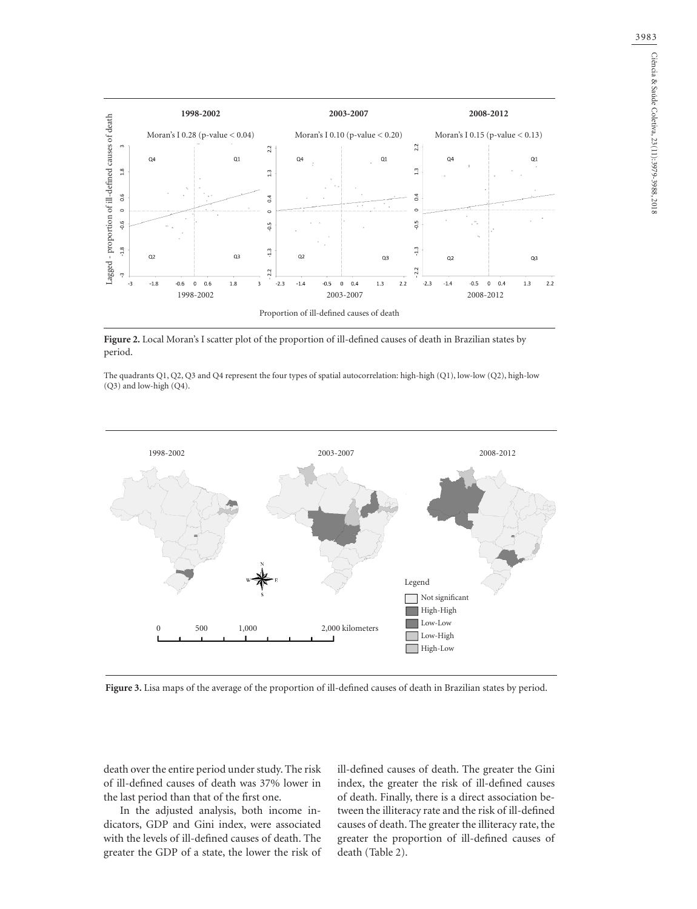**Figure 2.** Local Moran's I scatter plot of the proportion of ill-defined causes of death in Brazilian states by period.

The quadrants Q1, Q2, Q3 and Q4 represent the four types of spatial autocorrelation: high-high (Q1), low-low (Q2), high-low (Q3) and low-high (Q4).

**Figure 3.** Lisa maps of the average of the proportion of ill-defined causes of death in Brazilian states by period.

death over the entire period under study. The risk of ill-defined causes of death was 37% lower in the last period than that of the first one.

In the adjusted analysis, both income indicators, GDP and Gini index, were associated with the levels of ill-defined causes of death. The greater the GDP of a state, the lower the risk of ill-defined causes of death. The greater the Gini index, the greater the risk of ill-defined causes of death. Finally, there is a direct association between the illiteracy rate and the risk of ill-defined causes of death. The greater the illiteracy rate, the greater the proportion of ill-defined causes of death (Table 2).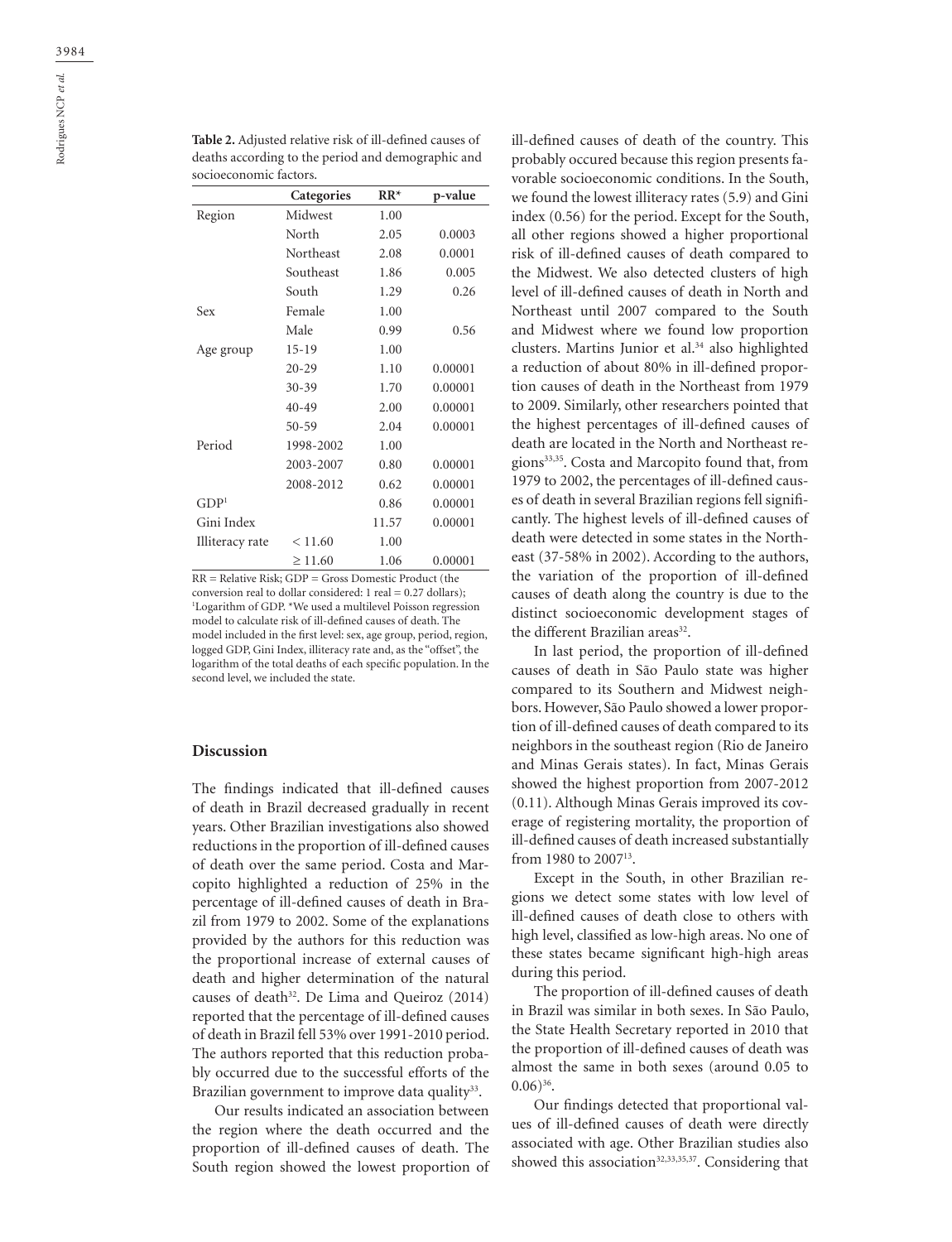**Table 2.** Adjusted relative risk of ill-defined causes of deaths according to the period and demographic and socioeconomic factors.

| | Categories | RR* | p-value |
|---|---|---|---|
| Region | Midwest | 1.00 | |
| | North | 2.05 | 0.0003 |
| | Northeast | 2.08 | 0.0001 |
| | Southeast | 1.86 | 0.005 |
| | South | 1.29 | 0.26 |
| Sex | Female | 1.00 | |
| | Male | 0.99 | 0.56 |
| Age group | 15-19 | 1.00 | |
| | 20-29 | 1.10 | 0.00001 |
| | 30-39 | 1.70 | 0.00001 |
| | 40-49 | 2.00 | 0.00001 |
| | 50-59 | 2.04 | 0.00001 |
| Period | 1998-2002 | 1.00 | |
| | 2003-2007 | 0.80 | 0.00001 |
| | 2008-2012 | 0.62 | 0.00001 |
| GDP[1] | | 0.86 | 0.00001 |
| Gini Index | | 11.57 | 0.00001 |
| Illiteracy rate | < 11.60 | 1.00 | |
| | ≥ 11.60 | 1.06 | 0.00001 |

RR = Relative Risk; GDP = Gross Domestic Product (the conversion real to dollar considered: 1 real = 0.27 dollars); [1]Logarithm of GDP. *We used a multilevel Poisson regression model to calculate risk of ill-defined causes of death. The model included in the first level: sex, age group, period, region, logged GDP, Gini Index, illiteracy rate and, as the "offset", the logarithm of the total deaths of each specific population. In the second level, we included the state.

## Discussion

The findings indicated that ill-defined causes of death in Brazil decreased gradually in recent years. Other Brazilian investigations also showed reductions in the proportion of ill-defined causes of death over the same period. Costa and Marcopito highlighted a reduction of 25% in the percentage of ill-defined causes of death in Brazil from 1979 to 2002. Some of the explanations provided by the authors for this reduction was the proportional increase of external causes of death and higher determination of the natural causes of death[32]. De Lima and Queiroz (2014) reported that the percentage of ill-defined causes of death in Brazil fell 53% over 1991-2010 period. The authors reported that this reduction probably occurred due to the successful efforts of the Brazilian government to improve data quality[33].

Our results indicated an association between the region where the death occurred and the proportion of ill-defined causes of death. The South region showed the lowest proportion of ill-defined causes of death of the country. This probably occured because this region presents favorable socioeconomic conditions. In the South, we found the lowest illiteracy rates (5.9) and Gini index (0.56) for the period. Except for the South, all other regions showed a higher proportional risk of ill-defined causes of death compared to the Midwest. We also detected clusters of high level of ill-defined causes of death in North and Northeast until 2007 compared to the South and Midwest where we found low proportion clusters. Martins Junior et al.[34] also highlighted a reduction of about 80% in ill-defined proportion causes of death in the Northeast from 1979 to 2009. Similarly, other researchers pointed that the highest percentages of ill-defined causes of death are located in the North and Northeast regions[33,35]. Costa and Marcopito found that, from 1979 to 2002, the percentages of ill-defined causes of death in several Brazilian regions fell significantly. The highest levels of ill-defined causes of death were detected in some states in the Northeast (37-58% in 2002). According to the authors, the variation of the proportion of ill-defined causes of death along the country is due to the distinct socioeconomic development stages of the different Brazilian areas[32].

In last period, the proportion of ill-defined causes of death in São Paulo state was higher compared to its Southern and Midwest neighbors. However, São Paulo showed a lower proportion of ill-defined causes of death compared to its neighbors in the southeast region (Rio de Janeiro and Minas Gerais states). In fact, Minas Gerais showed the highest proportion from 2007-2012 (0.11). Although Minas Gerais improved its coverage of registering mortality, the proportion of ill-defined causes of death increased substantially from 1980 to 2007[13].

Except in the South, in other Brazilian regions we detect some states with low level of ill-defined causes of death close to others with high level, classified as low-high areas. No one of these states became significant high-high areas during this period.

The proportion of ill-defined causes of death in Brazil was similar in both sexes. In São Paulo, the State Health Secretary reported in 2010 that the proportion of ill-defined causes of death was almost the same in both sexes (around 0.05 to 0.06)[36].

Our findings detected that proportional values of ill-defined causes of death were directly associated with age. Other Brazilian studies also showed this association[32,33,35,37]. Considering that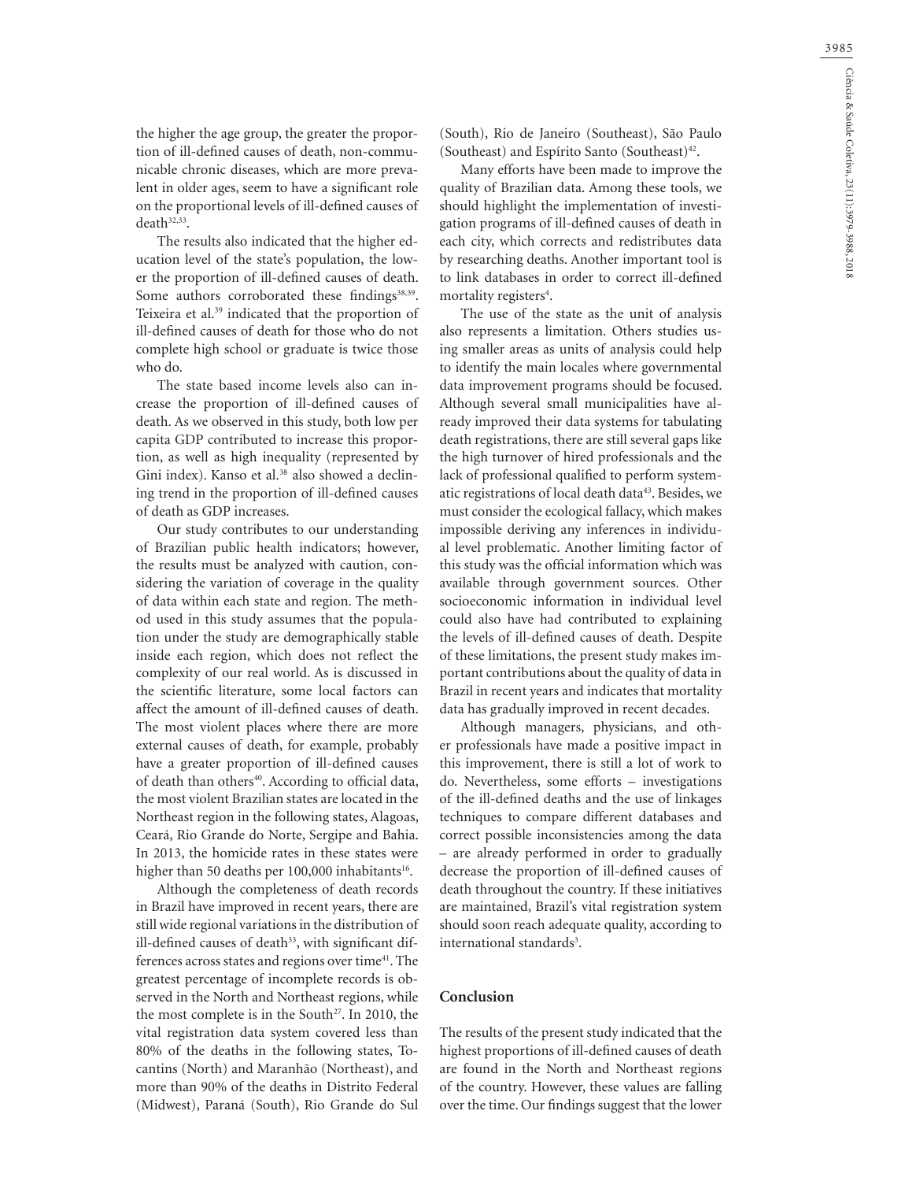the higher the age group, the greater the proportion of ill-defined causes of death, non-communicable chronic diseases, which are more prevalent in older ages, seem to have a significant role on the proportional levels of ill-defined causes of death[32,33].

The results also indicated that the higher education level of the state's population, the lower the proportion of ill-defined causes of death. Some authors corroborated these findings[38,39]. Teixeira et al.[39] indicated that the proportion of ill-defined causes of death for those who do not complete high school or graduate is twice those who do.

The state based income levels also can increase the proportion of ill-defined causes of death. As we observed in this study, both low per capita GDP contributed to increase this proportion, as well as high inequality (represented by Gini index). Kanso et al.[38] also showed a declining trend in the proportion of ill-defined causes of death as GDP increases.

Our study contributes to our understanding of Brazilian public health indicators; however, the results must be analyzed with caution, considering the variation of coverage in the quality of data within each state and region. The method used in this study assumes that the population under the study are demographically stable inside each region, which does not reflect the complexity of our real world. As is discussed in the scientific literature, some local factors can affect the amount of ill-defined causes of death. The most violent places where there are more external causes of death, for example, probably have a greater proportion of ill-defined causes of death than others[40]. According to official data, the most violent Brazilian states are located in the Northeast region in the following states, Alagoas, Ceará, Rio Grande do Norte, Sergipe and Bahia. In 2013, the homicide rates in these states were higher than 50 deaths per 100,000 inhabitants[16].

Although the completeness of death records in Brazil have improved in recent years, there are still wide regional variations in the distribution of ill-defined causes of death[33], with significant differences across states and regions over time[41]. The greatest percentage of incomplete records is observed in the North and Northeast regions, while the most complete is in the South[27]. In 2010, the vital registration data system covered less than 80% of the deaths in the following states, Tocantins (North) and Maranhão (Northeast), and more than 90% of the deaths in Distrito Federal (Midwest), Paraná (South), Rio Grande do Sul (South), Rio de Janeiro (Southeast), São Paulo (Southeast) and Espírito Santo (Southeast)[42].

Many efforts have been made to improve the quality of Brazilian data. Among these tools, we should highlight the implementation of investigation programs of ill-defined causes of death in each city, which corrects and redistributes data by researching deaths. Another important tool is to link databases in order to correct ill-defined mortality registers[4].

The use of the state as the unit of analysis also represents a limitation. Others studies using smaller areas as units of analysis could help to identify the main locales where governmental data improvement programs should be focused. Although several small municipalities have already improved their data systems for tabulating death registrations, there are still several gaps like the high turnover of hired professionals and the lack of professional qualified to perform systematic registrations of local death data[43]. Besides, we must consider the ecological fallacy, which makes impossible deriving any inferences in individual level problematic. Another limiting factor of this study was the official information which was available through government sources. Other socioeconomic information in individual level could also have had contributed to explaining the levels of ill-defined causes of death. Despite of these limitations, the present study makes important contributions about the quality of data in Brazil in recent years and indicates that mortality data has gradually improved in recent decades.

Although managers, physicians, and other professionals have made a positive impact in this improvement, there is still a lot of work to do. Nevertheless, some efforts – investigations of the ill-defined deaths and the use of linkages techniques to compare different databases and correct possible inconsistencies among the data – are already performed in order to gradually decrease the proportion of ill-defined causes of death throughout the country. If these initiatives are maintained, Brazil's vital registration system should soon reach adequate quality, according to international standards[3].

## Conclusion

The results of the present study indicated that the highest proportions of ill-defined causes of death are found in the North and Northeast regions of the country. However, these values are falling over the time. Our findings suggest that the lower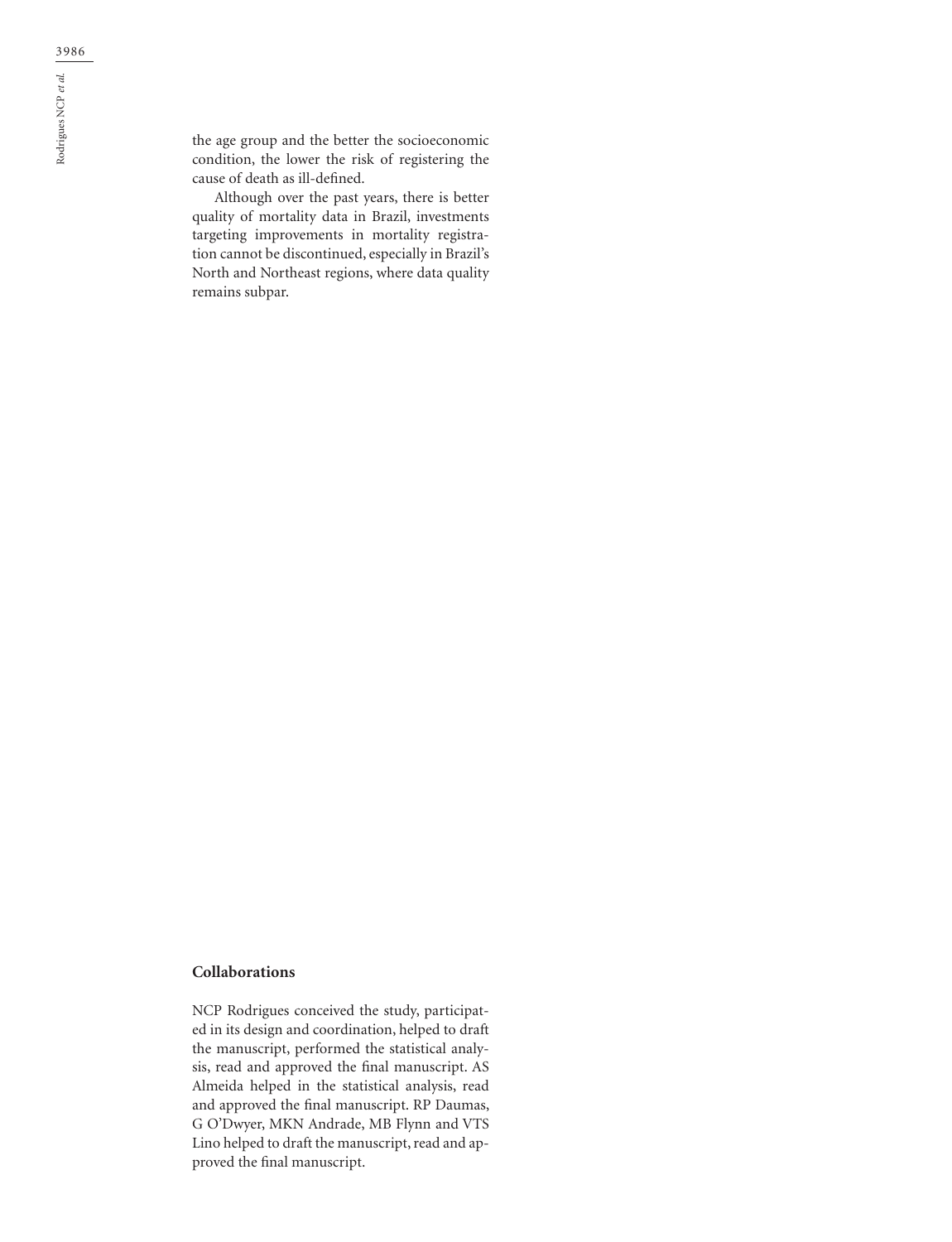the age group and the better the socioeconomic condition, the lower the risk of registering the cause of death as ill-defined.

Although over the past years, there is better quality of mortality data in Brazil, investments targeting improvements in mortality registration cannot be discontinued, especially in Brazil's North and Northeast regions, where data quality remains subpar.

## Collaborations

NCP Rodrigues conceived the study, participated in its design and coordination, helped to draft the manuscript, performed the statistical analysis, read and approved the final manuscript. AS Almeida helped in the statistical analysis, read and approved the final manuscript. RP Daumas, G O'Dwyer, MKN Andrade, MB Flynn and VTS Lino helped to draft the manuscript, read and approved the final manuscript.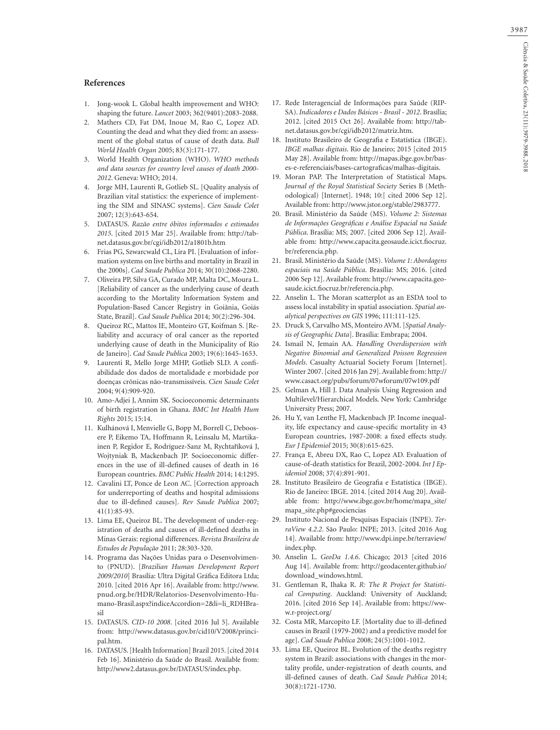## References

1. Jong-wook L. Global health improvement and WHO: shaping the future. *Lancet* 2003; 362(9401):2083-2088.
2. Mathers CD, Fat DM, Inoue M, Rao C, Lopez AD. Counting the dead and what they died from: an assessment of the global status of cause of death data. *Bull World Health Organ* 2005; 83(3):171-177.
3. World Health Organization (WHO). *WHO methods and data sources for country level causes of death 2000-2012*. Geneva: WHO; 2014.
4. Jorge MH, Laurenti R, Gotlieb SL. [Quality analysis of Brazilian vital statistics: the experience of implementing the SIM and SINASC systems]. *Cien Saude Colet* 2007; 12(3):643-654.
5. DATASUS. *Razão entre óbitos informados e estimados 2015*. [cited 2015 Mar 25]. Available from: http://tabnet.datasus.gov.br/cgi/idb2012/a1801b.htm
6. Frias PG, Szwarcwald CL, Lira PI. [Evaluation of information systems on live births and mortality in Brazil in the 2000s]. *Cad Saude Publica* 2014; 30(10):2068-2280.
7. Oliveira PP, Silva GA, Curado MP, Malta DC, Moura L. [Reliability of cancer as the underlying cause of death according to the Mortality Information System and Population-Based Cancer Registry in Goiânia, Goiás State, Brazil]. *Cad Saude Publica* 2014; 30(2):296-304.
8. Queiroz RC, Mattos IE, Monteiro GT, Koifman S. [Reliability and accuracy of oral cancer as the reported underlying cause of death in the Municipality of Rio de Janeiro]. *Cad Saude Publica* 2003; 19(6):1645-1653.
9. Laurenti R, Mello Jorge MHP, Gotlieb SLD. A confiabilidade dos dados de mortalidade e morbidade por doenças crônicas não-transmissíveis. *Cien Saude Colet* 2004; 9(4):909-920.
10. Amo-Adjei J, Annim SK. Socioeconomic determinants of birth registration in Ghana. *BMC Int Health Hum Rights* 2015; 15:14.
11. Kulhánová I, Menvielle G, Bopp M, Borrell C, Deboosere P, Eikemo TA, Hoffmann R, Leinsalu M, Martikainen P, Regidor E, Rodríguez-Sanz M, Rychtaříková J, Wojtyniak B, Mackenbach JP. Socioeconomic differences in the use of ill-defined causes of death in 16 European countries. *BMC Public Health* 2014; 14:1295.
12. Cavalini LT, Ponce de Leon AC. [Correction approach for underreporting of deaths and hospital admissions due to ill-defined causes]. *Rev Saude Publica* 2007; 41(1):85-93.
13. Lima EE, Queiroz BL. The development of under-registration of deaths and causes of ill-defined deaths in Minas Gerais: regional differences. *Revista Brasileira de Estudos de População* 2011; 28:303-320.
14. Programa das Nações Unidas para o Desenvolvimento (PNUD). [*Brazilian Human Development Report 2009/2010*] Brasília: Ultra Digital Gráfica Editora Ltda; 2010. [cited 2016 Apr 16]. Available from: http://www.pnud.org.br/HDR/Relatorios-Desenvolvimento-Humano-Brasil.aspx?indiceAccordion=2&li=li_RDHBrasil
15. DATASUS. *CID-10 2008*. [cited 2016 Jul 5]. Available from: http://www.datasus.gov.br/cid10/V2008/principal.htm.
16. DATASUS. [Health Information] Brazil 2015. [cited 2014 Feb 16]. Ministério da Saúde do Brasil. Available from: http://www2.datasus.gov.br/DATASUS/index.php.
17. Rede Interagencial de Informações para Saúde (RIPSA). *Indicadores e Dados Básicos - Brasil - 2012*. Brasília; 2012. [cited 2015 Oct 26]. Available from: http://tabnet.datasus.gov.br/cgi/idb2012/matriz.htm.
18. Instituto Brasileiro de Geografia e Estatística (IBGE). *IBGE malhas digitais*. Rio de Janeiro; 2015 [cited 2015 May 28]. Available from: http://mapas.ibge.gov.br/bases-e-referenciais/bases-cartograficas/malhas-digitais.
19. Moran PAP. The Interpretation of Statistical Maps. *Journal of the Royal Statistical Society* Series B (Methodological) [Internet]. 1948; 10:[ cited 2006 Sep 12]. Available from: http://www.jstor.org/stable/2983777.
20. Brasil. Ministério da Saúde (MS). *Volume 2: Sistemas de Informações Geográficas e Análise Espacial na Saúde Pública*. Brasília: MS; 2007. [cited 2006 Sep 12]. Available from: http://www.capacita.geosaude.icict.fiocruz.br/referencia.php.
21. Brasil. Ministério da Saúde (MS). *Volume 1: Abordagens espaciais na Saúde Pública*. Brasília: MS; 2016. [cited 2006 Sep 12]. Available from: http://www.capacita.geosaude.icict.fiocruz.br/referencia.php.
22. Anselin L. The Moran scatterplot as an ESDA tool to assess local instability in spatial association. *Spatial analytical perspectives on GIS* 1996; 111:111-125.
23. Druck S, Carvalho MS, Monteiro AVM. [*Spatial Analysis of Geographic Data*]. Brasília: Embrapa; 2004.
24. Ismail N, Jemain AA. *Handling Overdispersion with Negative Binomial and Generalized Poisson Regression Models*. Casualty Actuarial Society Forum [Internet]. Winter 2007. [cited 2016 Jan 29]. Available from: http://www.casact.org/pubs/forum/07wforum/07w109.pdf
25. Gelman A, Hill J. Data Analysis Using Regression and Multilevel/Hierarchical Models. New York: Cambridge University Press; 2007.
26. Hu Y, van Lenthe FJ, Mackenbach JP. Income inequality, life expectancy and cause-specific mortality in 43 European countries, 1987-2008: a fixed effects study. *Eur J Epidemiol* 2015; 30(8):615-625.
27. França E, Abreu DX, Rao C, Lopez AD. Evaluation of cause-of-death statistics for Brazil, 2002-2004. *Int J Epidemiol* 2008; 37(4):891-901.
28. Instituto Brasileiro de Geografia e Estatística (IBGE). Rio de Janeiro: IBGE. 2014. [cited 2014 Aug 20]. Available from: http://www.ibge.gov.br/home/mapa_site/mapa_site.php#geociencias
29. Instituto Nacional de Pesquisas Espaciais (INPE). *TerraView 4.2.2*. São Paulo: INPE; 2013. [cited 2016 Aug 14]. Available from: http://www.dpi.inpe.br/terraview/index.php.
30. Anselin L. *GeoDa 1.4.6*. Chicago; 2013 [cited 2016 Aug 14]. Available from: http://geodacenter.github.io/download_windows.html.
31. Gentleman R, Ihaka R. *R: The R Project for Statistical Computing*. Auckland: University of Auckland; 2016. [cited 2016 Sep 14]. Available from: https://www.r-project.org/
32. Costa MR, Marcopito LF. [Mortality due to ill-defined causes in Brazil (1979-2002) and a predictive model for age]. *Cad Saude Publica* 2008; 24(5):1001-1012.
33. Lima EE, Queiroz BL. Evolution of the deaths registry system in Brazil: associations with changes in the mortality profile, under-registration of death counts, and ill-defined causes of death. *Cad Saude Publica* 2014; 30(8):1721-1730.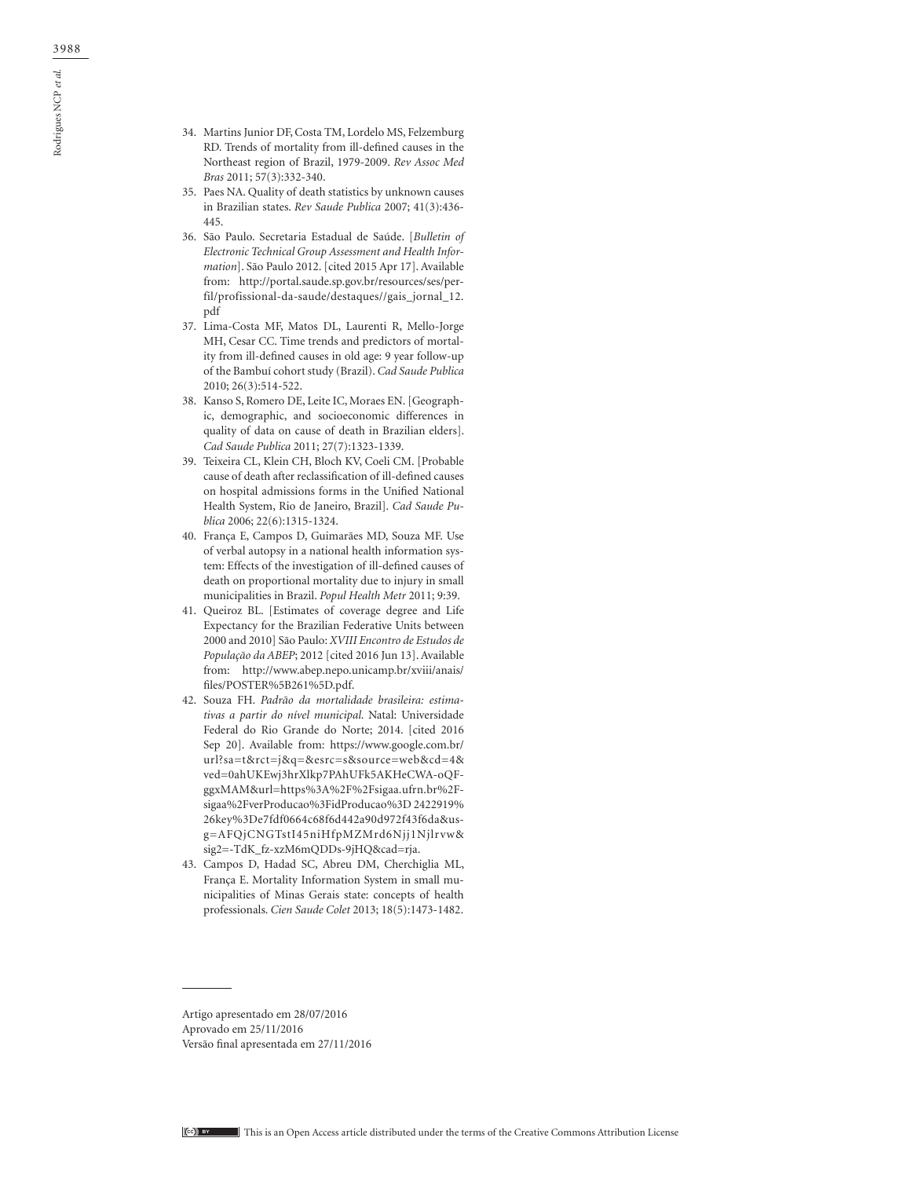34. Martins Junior DF, Costa TM, Lordelo MS, Felzemburg RD. Trends of mortality from ill-defined causes in the Northeast region of Brazil, 1979-2009. *Rev Assoc Med Bras* 2011; 57(3):332-340.
35. Paes NA. Quality of death statistics by unknown causes in Brazilian states. *Rev Saude Publica* 2007; 41(3):436-445.
36. São Paulo. Secretaria Estadual de Saúde. [*Bulletin of Electronic Technical Group Assessment and Health Information*]. São Paulo 2012. [cited 2015 Apr 17]. Available from: http://portal.saude.sp.gov.br/resources/ses/perfil/profissional-da-saude/destaques//gais_jornal_12.pdf
37. Lima-Costa MF, Matos DL, Laurenti R, Mello-Jorge MH, Cesar CC. Time trends and predictors of mortality from ill-defined causes in old age: 9 year follow-up of the Bambuí cohort study (Brazil). *Cad Saude Publica* 2010; 26(3):514-522.
38. Kanso S, Romero DE, Leite IC, Moraes EN. [Geographic, demographic, and socioeconomic differences in quality of data on cause of death in Brazilian elders]. *Cad Saude Publica* 2011; 27(7):1323-1339.
39. Teixeira CL, Klein CH, Bloch KV, Coeli CM. [Probable cause of death after reclassification of ill-defined causes on hospital admissions forms in the Unified National Health System, Rio de Janeiro, Brazil]. *Cad Saude Publica* 2006; 22(6):1315-1324.
40. França E, Campos D, Guimarães MD, Souza MF. Use of verbal autopsy in a national health information system: Effects of the investigation of ill-defined causes of death on proportional mortality due to injury in small municipalities in Brazil. *Popul Health Metr* 2011; 9:39.
41. Queiroz BL. [Estimates of coverage degree and Life Expectancy for the Brazilian Federative Units between 2000 and 2010] São Paulo: *XVIII Encontro de Estudos de População da ABEP*; 2012 [cited 2016 Jun 13]. Available from: http://www.abep.nepo.unicamp.br/xviii/anais/files/POSTER%5B261%5D.pdf.
42. Souza FH. *Padrão da mortalidade brasileira: estimativas a partir do nível municipal.* Natal: Universidade Federal do Rio Grande do Norte; 2014. [cited 2016 Sep 20]. Available from: https://www.google.com.br/url?sa=t&rct=j&q=&esrc=s&source=web&cd=4&ved=0ahUKEwj3hrXlkp7PAhUFk5AKHeCWA-oQFggxMAM&url=https%3A%2F%2Fsigaa.ufrn.br%2Fsigaa%2FverProducao%3FidProducao%3D 2422919%26key%3De7fdf0664c68f6d442a90d972f43f6da&usg=AFQjCNGTstI45niHfpMZMrd6Njj1Njlrvw&sig2=-TdK_fz-xzM6mQDDs-9jHQ&cad=rja.
43. Campos D, Hadad SC, Abreu DM, Cherchiglia ML, França E. Mortality Information System in small municipalities of Minas Gerais state: concepts of health professionals. *Cien Saude Colet* 2013; 18(5):1473-1482.

---

Artigo apresentado em 28/07/2016
Aprovado em 25/11/2016
Versão final apresentada em 27/11/2016

This is an Open Access article distributed under the terms of the Creative Commons Attribution License